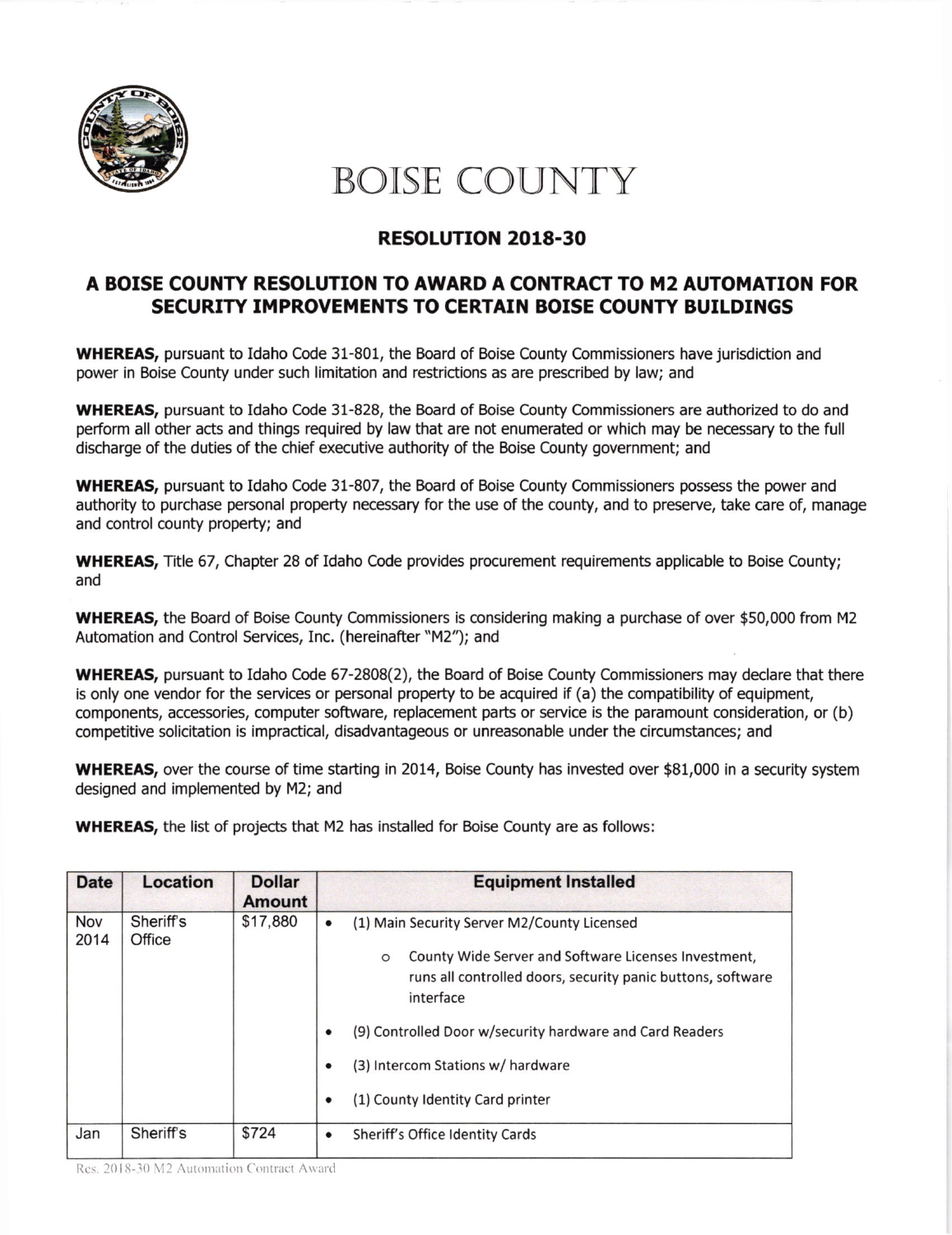# BOISE COUNTY

## RESOLUTION 2018-30

## A BOISE COUNTY RESOLUTION TO AWARD A CONTRACT TO M2 AUTOMATION FOR SECURITY IMPROVEMENTS TO CERTAIN BOISE COUNTY BUILDINGS

**WHEREAS,** pursuant to Idaho Code 31-801, the Board of Boise County Commissioners have jurisdiction and power in Boise County under such limitation and restrictions as are prescribed by law; and

**WHEREAS,** pursuant to Idaho Code 31-828, the Board of Boise County Commissioners are authorized to do and perform all other acts and things required by law that are not enumerated or which may be necessary to the full discharge of the duties of the chief executive authority of the Boise County government; and

**WHEREAS,** pursuant to Idaho Code 31-807, the Board of Boise County Commissioners possess the power and authority to purchase personal property necessary for the use of the county, and to preserve, take care of, manage and control county property; and

**WHEREAS,** Title 67, Chapter 28 of Idaho Code provides procurement requirements applicable to Boise County; and

**WHEREAS,** the Board of Boise County Commissioners is considering making a purchase of over $50,000 from M2 Automation and Control Services, Inc. (hereinafter "M2"); and

**WHEREAS,** pursuant to Idaho Code 67-2808(2), the Board of Boise County Commissioners may declare that there is only one vendor for the services or personal property to be acquired if (a) the compatibility of equipment, components, accessories, computer software, replacement parts or service is the paramount consideration, or (b) competitive solicitation is impractical, disadvantageous or unreasonable under the circumstances; and

**WHEREAS,** over the course of time starting in 2014, Boise County has invested over $81,000 in a security system designed and implemented by M2; and

**WHEREAS,** the list of projects that M2 has installed for Boise County are as follows:

| Date | Location | Dollar Amount | Equipment Installed |
|---|---|---|---|
| Nov 2014 | Sheriff's Office | $17,880 | • (1) Main Security Server M2/County Licensed<br>  ○ County Wide Server and Software Licenses Investment, runs all controlled doors, security panic buttons, software interface<br>• (9) Controlled Door w/security hardware and Card Readers<br>• (3) Intercom Stations w/ hardware<br>• (1) County Identity Card printer |
| Jan | Sheriff's | $724 | • Sheriff's Office Identity Cards |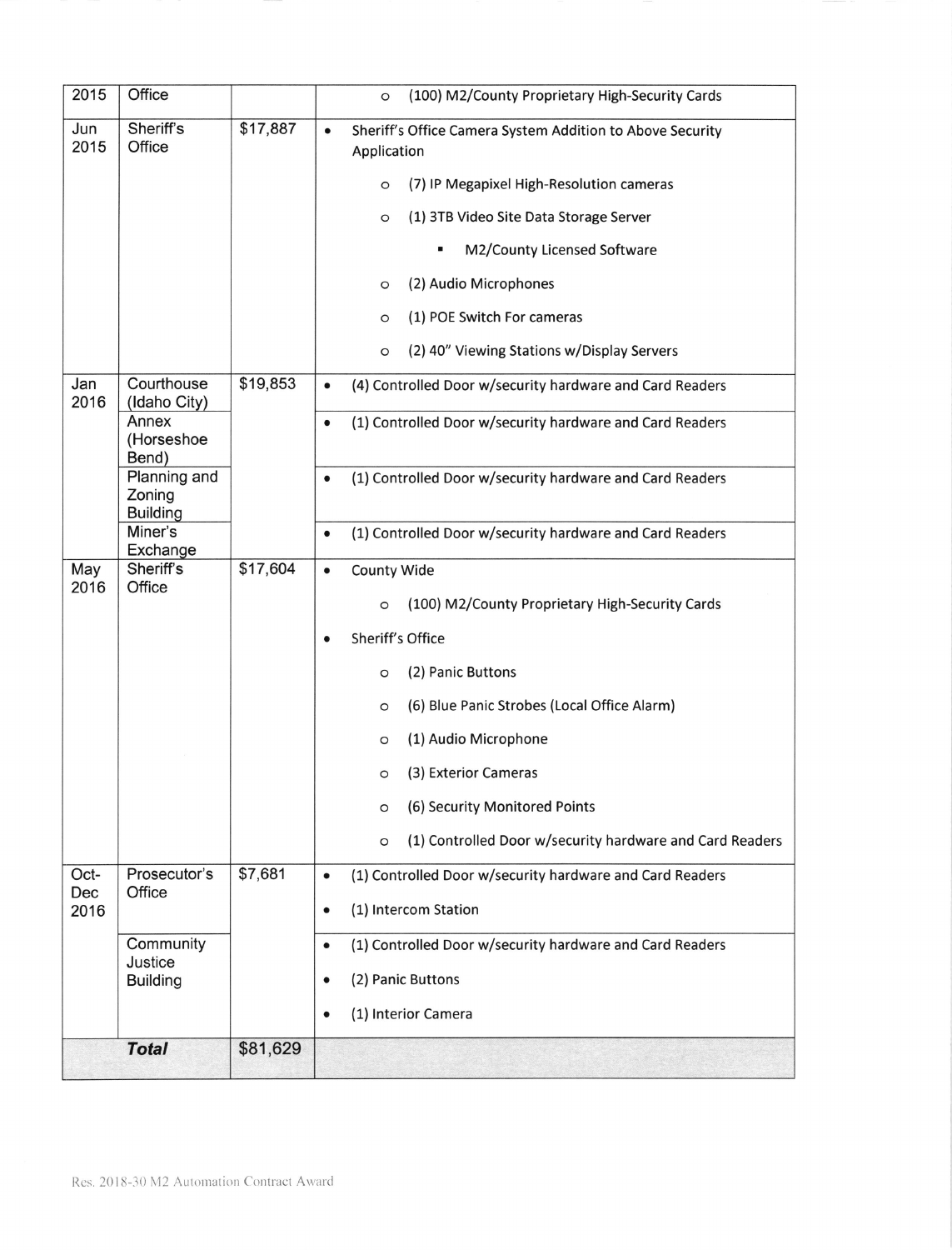| | | | |
|---|---|---|---|
| 2015 | Office | | (100) M2/County Proprietary High-Security Cards |
| Jun 2015 | Sheriff's Office | $17,887 | • Sheriff's Office Camera System Addition to Above Security Application<br>  ○ (7) IP Megapixel High-Resolution cameras<br>  ○ (1) 3TB Video Site Data Storage Server<br>    ▪ M2/County Licensed Software<br>  ○ (2) Audio Microphones<br>  ○ (1) POE Switch For cameras<br>  ○ (2) 40" Viewing Stations w/Display Servers |
| Jan 2016 | Courthouse (Idaho City) | $19,853 | • (4) Controlled Door w/security hardware and Card Readers |
| | Annex (Horseshoe Bend) | | • (1) Controlled Door w/security hardware and Card Readers |
| | Planning and Zoning Building | | • (1) Controlled Door w/security hardware and Card Readers |
| | Miner's Exchange | | • (1) Controlled Door w/security hardware and Card Readers |
| May 2016 | Sheriff's Office | $17,604 | • County Wide<br>  ○ (100) M2/County Proprietary High-Security Cards<br>• Sheriff's Office<br>  ○ (2) Panic Buttons<br>  ○ (6) Blue Panic Strobes (Local Office Alarm)<br>  ○ (1) Audio Microphone<br>  ○ (3) Exterior Cameras<br>  ○ (6) Security Monitored Points<br>  ○ (1) Controlled Door w/security hardware and Card Readers |
| Oct-Dec 2016 | Prosecutor's Office | $7,681 | • (1) Controlled Door w/security hardware and Card Readers<br>• (1) Intercom Station |
| | Community Justice Building | | • (1) Controlled Door w/security hardware and Card Readers<br>• (2) Panic Buttons<br>• (1) Interior Camera |
| | ***Total*** | $81,629 | |

Res. 2018-30 M2 Automation Contract Award